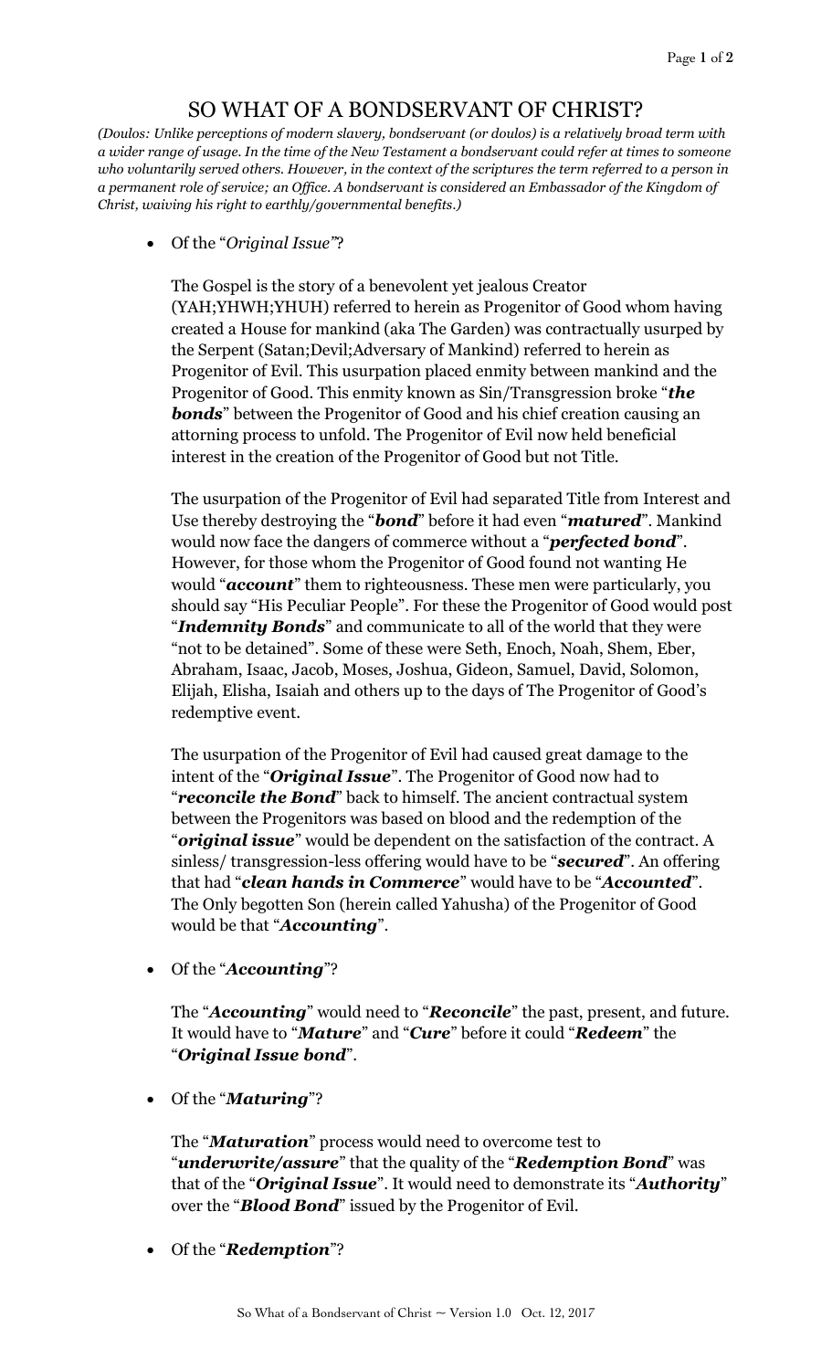# SO WHAT OF A BONDSERVANT OF CHRIST?

*(Doulos: Unlike perceptions of modern slavery, bondservant (or doulos) is a relatively broad term with a wider range of usage. In the time of the New Testament a bondservant could refer at times to someone who voluntarily served others. However, in the context of the scriptures the term referred to a person in a permanent role of service; an Office. A bondservant is considered an Embassador of the Kingdom of Christ, waiving his right to earthly/governmental benefits.)*

- Of the "*Original Issue"*?

  The Gospel is the story of a benevolent yet jealous Creator (YAH;YHWH;YHUH) referred to herein as Progenitor of Good whom having created a House for mankind (aka The Garden) was contractually usurped by the Serpent (Satan;Devil;Adversary of Mankind) referred to herein as Progenitor of Evil. This usurpation placed enmity between mankind and the Progenitor of Good. This enmity known as Sin/Transgression broke "***the bonds***" between the Progenitor of Good and his chief creation causing an attorning process to unfold. The Progenitor of Evil now held beneficial interest in the creation of the Progenitor of Good but not Title.

  The usurpation of the Progenitor of Evil had separated Title from Interest and Use thereby destroying the "***bond***" before it had even "***matured***". Mankind would now face the dangers of commerce without a "***perfected bond***". However, for those whom the Progenitor of Good found not wanting He would "***account***" them to righteousness. These men were particularly, you should say "His Peculiar People". For these the Progenitor of Good would post "***Indemnity Bonds***" and communicate to all of the world that they were "not to be detained". Some of these were Seth, Enoch, Noah, Shem, Eber, Abraham, Isaac, Jacob, Moses, Joshua, Gideon, Samuel, David, Solomon, Elijah, Elisha, Isaiah and others up to the days of The Progenitor of Good's redemptive event.

  The usurpation of the Progenitor of Evil had caused great damage to the intent of the "***Original Issue***". The Progenitor of Good now had to "***reconcile the Bond***" back to himself. The ancient contractual system between the Progenitors was based on blood and the redemption of the "***original issue***" would be dependent on the satisfaction of the contract. A sinless/ transgression-less offering would have to be "***secured***". An offering that had "***clean hands in Commerce***" would have to be "***Accounted***". The Only begotten Son (herein called Yahusha) of the Progenitor of Good would be that "***Accounting***".

- Of the "***Accounting***"?

  The "***Accounting***" would need to "***Reconcile***" the past, present, and future. It would have to "***Mature***" and "***Cure***" before it could "***Redeem***" the "***Original Issue bond***".

- Of the "***Maturing***"?

  The "***Maturation***" process would need to overcome test to "***underwrite/assure***" that the quality of the "***Redemption Bond***" was that of the "***Original Issue***". It would need to demonstrate its "***Authority***" over the "***Blood Bond***" issued by the Progenitor of Evil.

- Of the "***Redemption***"?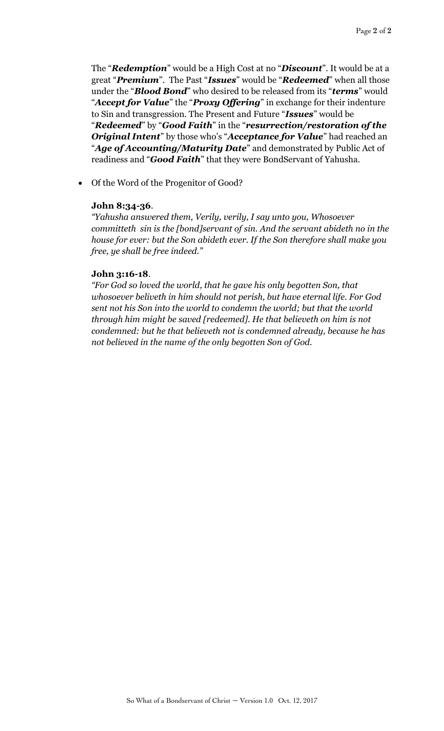The "***Redemption***" would be a High Cost at no "***Discount***". It would be at a great "***Premium***". The Past "***Issues***" would be "***Redeemed***" when all those under the "***Blood Bond***" who desired to be released from its "***terms***" would "***Accept for Value***" the "***Proxy Offering***" in exchange for their indenture to Sin and transgression. The Present and Future "***Issues***" would be "***Redeemed***" by "***Good Faith***" in the "***resurrection/restoration of the Original Intent***" by those who's "***Acceptance for Value***" had reached an "***Age of Accounting/Maturity Date***" and demonstrated by Public Act of readiness and "***Good Faith***" that they were BondServant of Yahusha.

- Of the Word of the Progenitor of Good?

  **John 8:34-36**.
  *"Yahusha answered them, Verily, verily, I say unto you, Whosoever committeth sin is the [bond]servant of sin. And the servant abideth no in the house for ever: but the Son abideth ever. If the Son therefore shall make you free, ye shall be free indeed."*

  **John 3:16-18**.
  *"For God so loved the world, that he gave his only begotten Son, that whosoever beliveth in him should not perish, but have eternal life. For God sent not his Son into the world to condemn the world; but that the world through him might be saved [redeemed]. He that believeth on him is not condemned: but he that believeth not is condemned already, because he has not believed in the name of the only begotten Son of God.*